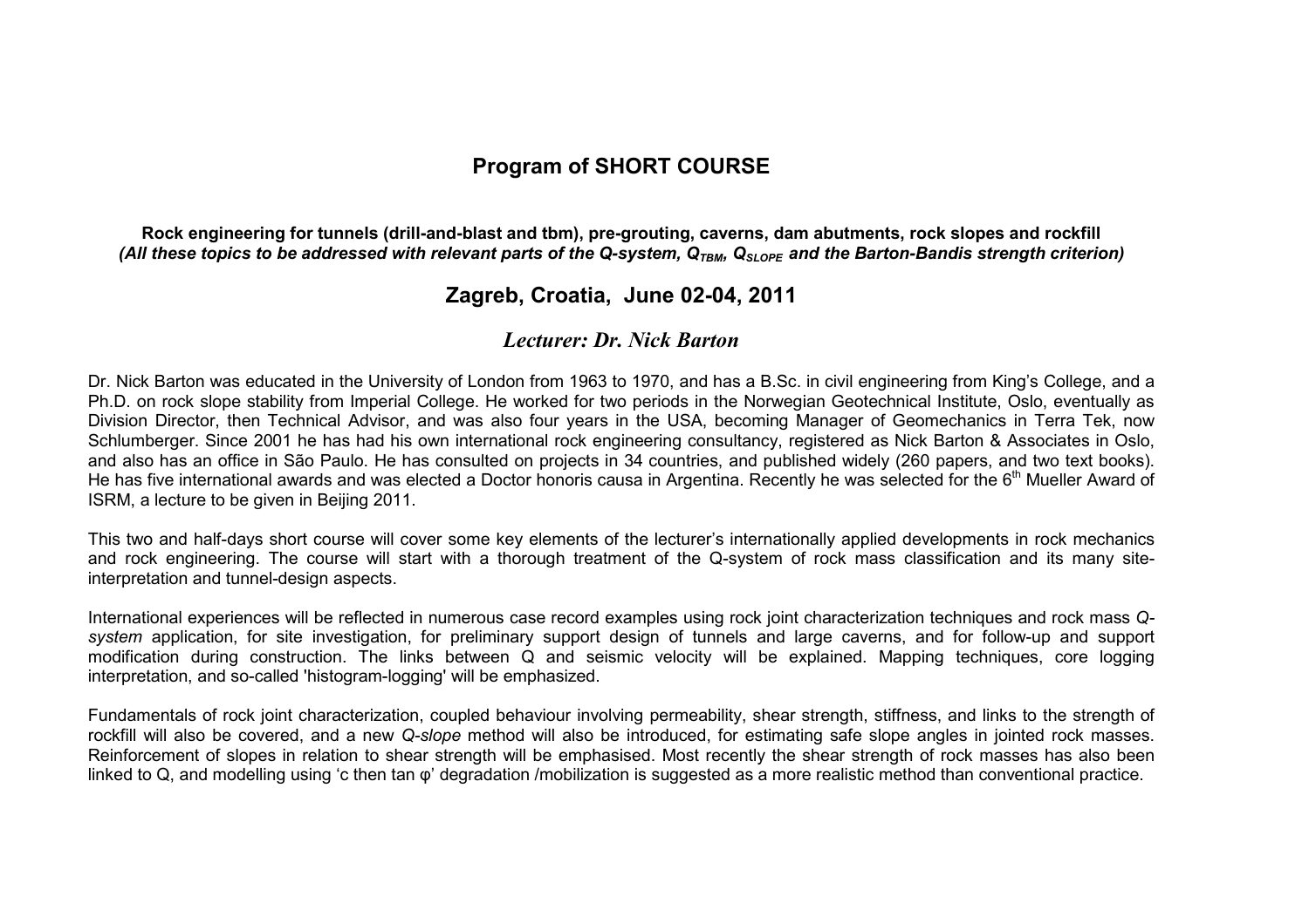# Program of SHORT COURSE

**Rock engineering for tunnels (drill-and-blast and tbm), pre-grouting, caverns, dam abutments, rock slopes and rockfill**
***(All these topics to be addressed with relevant parts of the Q-system, $Q_{TBM}$, $Q_{SLOPE}$ and the Barton-Bandis strength criterion)***

## Zagreb, Croatia, June 02-04, 2011

### *Lecturer: Dr. Nick Barton*

Dr. Nick Barton was educated in the University of London from 1963 to 1970, and has a B.Sc. in civil engineering from King's College, and a Ph.D. on rock slope stability from Imperial College. He worked for two periods in the Norwegian Geotechnical Institute, Oslo, eventually as Division Director, then Technical Advisor, and was also four years in the USA, becoming Manager of Geomechanics in Terra Tek, now Schlumberger. Since 2001 he has had his own international rock engineering consultancy, registered as Nick Barton & Associates in Oslo, and also has an office in São Paulo. He has consulted on projects in 34 countries, and published widely (260 papers, and two text books). He has five international awards and was elected a Doctor honoris causa in Argentina. Recently he was selected for the 6th Mueller Award of ISRM, a lecture to be given in Beijing 2011.

This two and half-days short course will cover some key elements of the lecturer's internationally applied developments in rock mechanics and rock engineering. The course will start with a thorough treatment of the Q-system of rock mass classification and its many site-interpretation and tunnel-design aspects.

International experiences will be reflected in numerous case record examples using rock joint characterization techniques and rock mass *Q-system* application, for site investigation, for preliminary support design of tunnels and large caverns, and for follow-up and support modification during construction. The links between Q and seismic velocity will be explained. Mapping techniques, core logging interpretation, and so-called 'histogram-logging' will be emphasized.

Fundamentals of rock joint characterization, coupled behaviour involving permeability, shear strength, stiffness, and links to the strength of rockfill will also be covered, and a new *Q-slope* method will also be introduced, for estimating safe slope angles in jointed rock masses. Reinforcement of slopes in relation to shear strength will be emphasised. Most recently the shear strength of rock masses has also been linked to Q, and modelling using 'c then tan φ' degradation /mobilization is suggested as a more realistic method than conventional practice.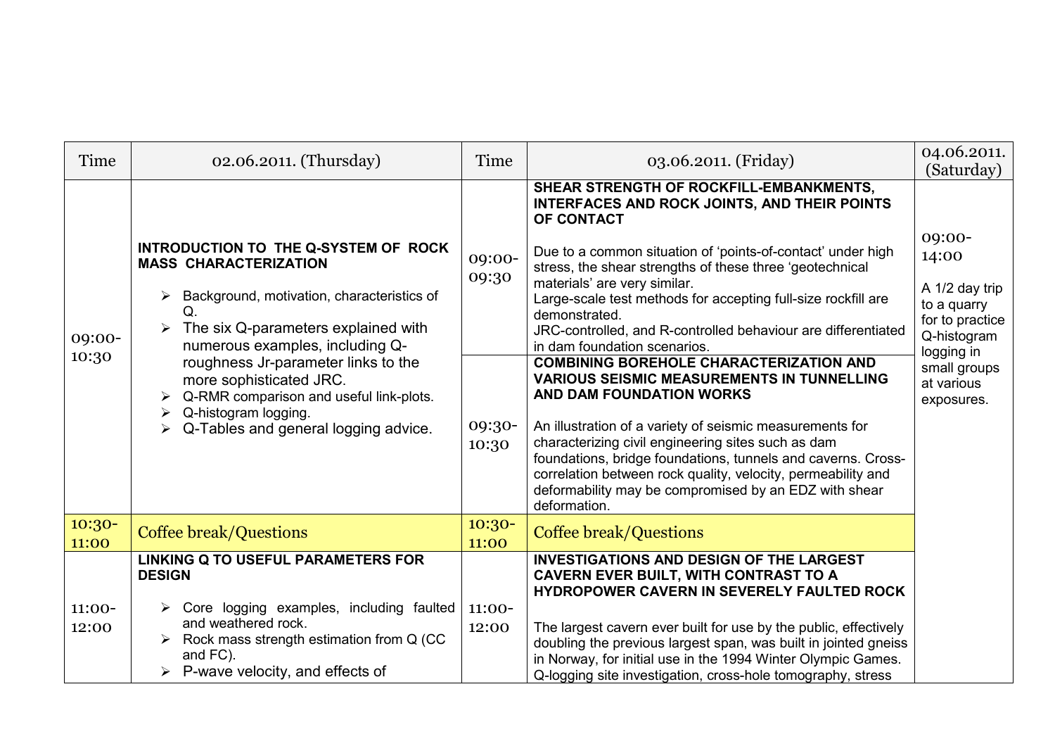| Time | 02.06.2011. (Thursday) | Time | 03.06.2011. (Friday) | 04.06.2011. (Saturday) |
|---|---|---|---|---|
| 09:00-10:30 | **INTRODUCTION TO THE Q-SYSTEM OF ROCK MASS CHARACTERIZATION**<br>➢ Background, motivation, characteristics of Q.<br>➢ The six Q-parameters explained with numerous examples, including Q-roughness Jr-parameter links to the more sophisticated JRC.<br>➢ Q-RMR comparison and useful link-plots.<br>➢ Q-histogram logging.<br>➢ Q-Tables and general logging advice. | 09:00-09:30 | **SHEAR STRENGTH OF ROCKFILL-EMBANKMENTS, INTERFACES AND ROCK JOINTS, AND THEIR POINTS OF CONTACT**<br>Due to a common situation of 'points-of-contact' under high stress, the shear strengths of these three 'geotechnical materials' are very similar.<br>Large-scale test methods for accepting full-size rockfill are demonstrated.<br>JRC-controlled, and R-controlled behaviour are differentiated in dam foundation scenarios. | 09:00-14:00<br>A 1/2 day trip to a quarry for to practice Q-histogram logging in small groups at various exposures. |
| | | 09:30-10:30 | **COMBINING BOREHOLE CHARACTERIZATION AND VARIOUS SEISMIC MEASUREMENTS IN TUNNELLING AND DAM FOUNDATION WORKS**<br>An illustration of a variety of seismic measurements for characterizing civil engineering sites such as dam foundations, bridge foundations, tunnels and caverns. Cross-correlation between rock quality, velocity, permeability and deformability may be compromised by an EDZ with shear deformation. | |
| 10:30-11:00 | Coffee break/Questions | 10:30-11:00 | Coffee break/Questions | |
| 11:00-12:00 | **LINKING Q TO USEFUL PARAMETERS FOR DESIGN**<br>➢ Core logging examples, including faulted and weathered rock.<br>➢ Rock mass strength estimation from Q (CC and FC).<br>➢ P-wave velocity, and effects of | 11:00-12:00 | **INVESTIGATIONS AND DESIGN OF THE LARGEST CAVERN EVER BUILT, WITH CONTRAST TO A HYDROPOWER CAVERN IN SEVERELY FAULTED ROCK**<br>The largest cavern ever built for use by the public, effectively doubling the previous largest span, was built in jointed gneiss in Norway, for initial use in the 1994 Winter Olympic Games. Q-logging site investigation, cross-hole tomography, stress | |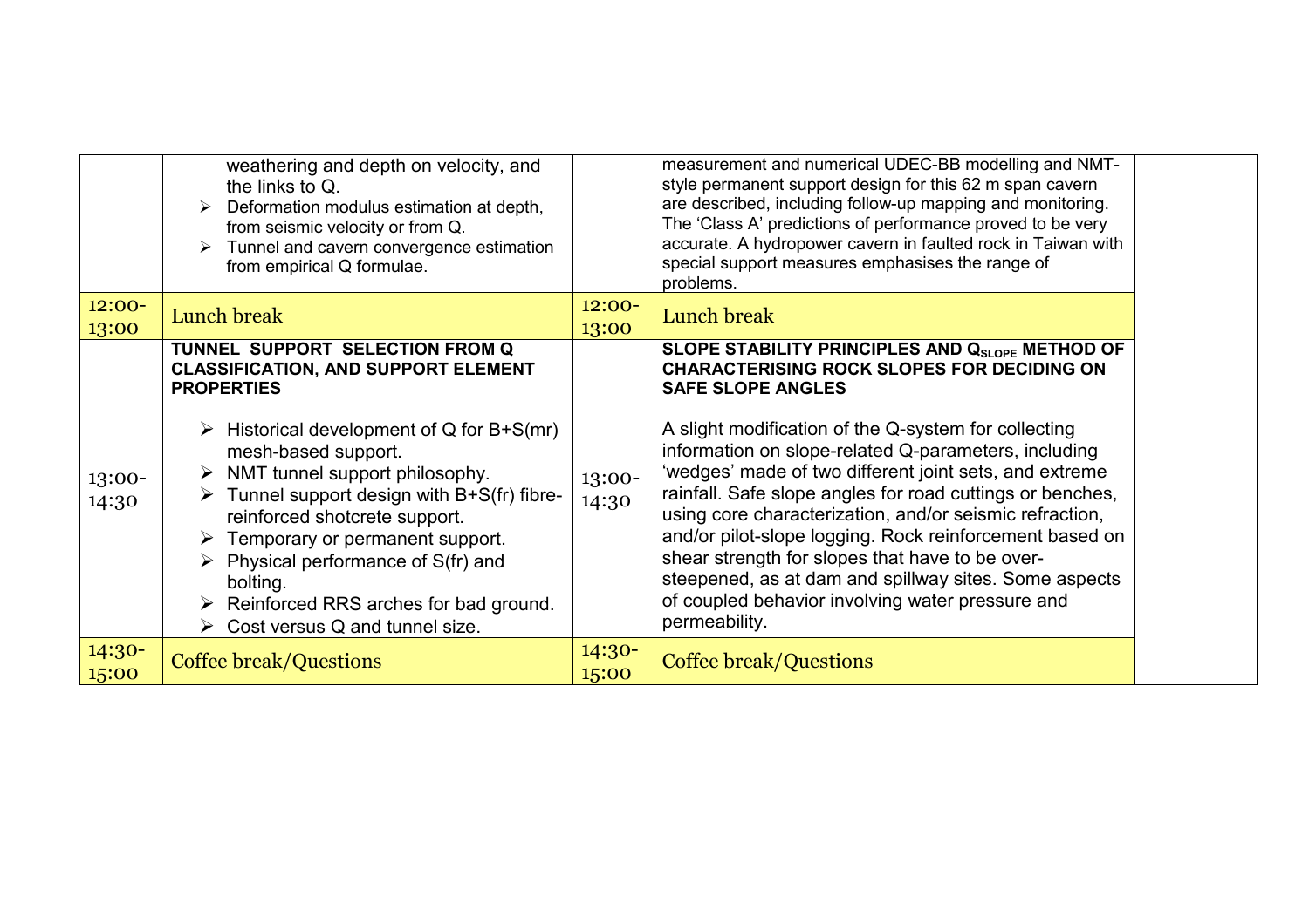| | | | | |
|---|---|---|---|---|
| | weathering and depth on velocity, and the links to Q.<br>➢ Deformation modulus estimation at depth, from seismic velocity or from Q.<br>➢ Tunnel and cavern convergence estimation from empirical Q formulae. | | measurement and numerical UDEC-BB modelling and NMT-style permanent support design for this 62 m span cavern are described, including follow-up mapping and monitoring. The 'Class A' predictions of performance proved to be very accurate. A hydropower cavern in faulted rock in Taiwan with special support measures emphasises the range of problems. | |
| 12:00-13:00 | Lunch break | 12:00-13:00 | Lunch break | |
| 13:00-14:30 | **TUNNEL SUPPORT SELECTION FROM Q CLASSIFICATION, AND SUPPORT ELEMENT PROPERTIES**<br><br>➢ Historical development of Q for B+S(mr) mesh-based support.<br>➢ NMT tunnel support philosophy.<br>➢ Tunnel support design with B+S(fr) fibre-reinforced shotcrete support.<br>➢ Temporary or permanent support.<br>➢ Physical performance of S(fr) and bolting.<br>➢ Reinforced RRS arches for bad ground.<br>➢ Cost versus Q and tunnel size. | 13:00-14:30 | **SLOPE STABILITY PRINCIPLES AND $Q_{SLOPE}$ METHOD OF CHARACTERISING ROCK SLOPES FOR DECIDING ON SAFE SLOPE ANGLES**<br><br>A slight modification of the Q-system for collecting information on slope-related Q-parameters, including 'wedges' made of two different joint sets, and extreme rainfall. Safe slope angles for road cuttings or benches, using core characterization, and/or seismic refraction, and/or pilot-slope logging. Rock reinforcement based on shear strength for slopes that have to be over-steepened, as at dam and spillway sites. Some aspects of coupled behavior involving water pressure and permeability. | |
| 14:30-15:00 | Coffee break/Questions | 14:30-15:00 | Coffee break/Questions | |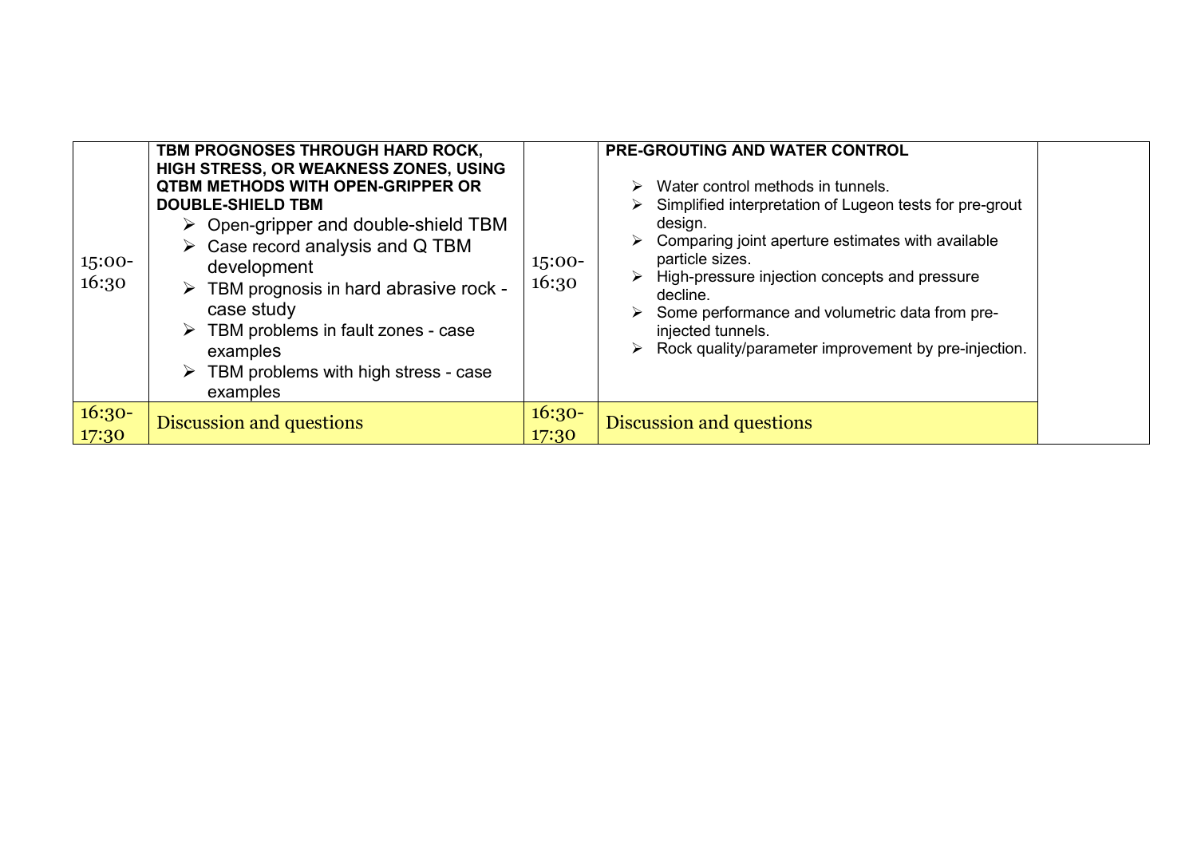| | | | | |
|---|---|---|---|---|
| 15:00-16:30 | **TBM PROGNOSES THROUGH HARD ROCK, HIGH STRESS, OR WEAKNESS ZONES, USING QTBM METHODS WITH OPEN-GRIPPER OR DOUBLE-SHIELD TBM**<br>➢ Open-gripper and double-shield TBM<br>➢ Case record analysis and Q TBM development<br>➢ TBM prognosis in hard abrasive rock - case study<br>➢ TBM problems in fault zones - case examples<br>➢ TBM problems with high stress - case examples | 15:00-16:30 | **PRE-GROUTING AND WATER CONTROL**<br>➢ Water control methods in tunnels.<br>➢ Simplified interpretation of Lugeon tests for pre-grout design.<br>➢ Comparing joint aperture estimates with available particle sizes.<br>➢ High-pressure injection concepts and pressure decline.<br>➢ Some performance and volumetric data from pre-injected tunnels.<br>➢ Rock quality/parameter improvement by pre-injection. | |
| 16:30-17:30 | Discussion and questions | 16:30-17:30 | Discussion and questions | |